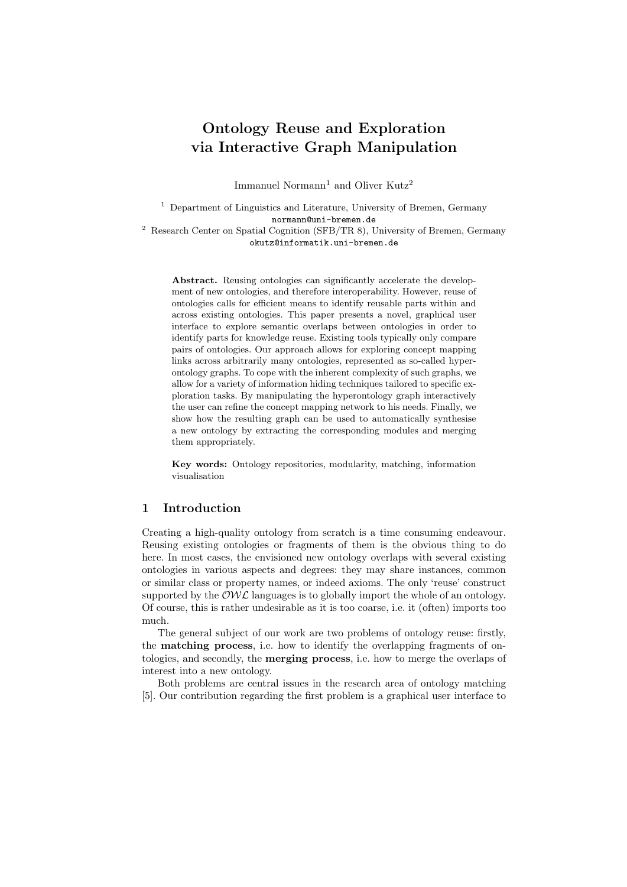# Ontology Reuse and Exploration via Interactive Graph Manipulation

Immanuel Normann[1] and Oliver Kutz[2]

[1] Department of Linguistics and Literature, University of Bremen, Germany
normann@uni-bremen.de

[2] Research Center on Spatial Cognition (SFB/TR 8), University of Bremen, Germany
okutz@informatik.uni-bremen.de

**Abstract.** Reusing ontologies can significantly accelerate the development of new ontologies, and therefore interoperability. However, reuse of ontologies calls for efficient means to identify reusable parts within and across existing ontologies. This paper presents a novel, graphical user interface to explore semantic overlaps between ontologies in order to identify parts for knowledge reuse. Existing tools typically only compare pairs of ontologies. Our approach allows for exploring concept mapping links across arbitrarily many ontologies, represented as so-called hyperontology graphs. To cope with the inherent complexity of such graphs, we allow for a variety of information hiding techniques tailored to specific exploration tasks. By manipulating the hyperontology graph interactively the user can refine the concept mapping network to his needs. Finally, we show how the resulting graph can be used to automatically synthesise a new ontology by extracting the corresponding modules and merging them appropriately.

**Key words:** Ontology repositories, modularity, matching, information visualisation

## 1 Introduction

Creating a high-quality ontology from scratch is a time consuming endeavour. Reusing existing ontologies or fragments of them is the obvious thing to do here. In most cases, the envisioned new ontology overlaps with several existing ontologies in various aspects and degrees: they may share instances, common or similar class or property names, or indeed axioms. The only 'reuse' construct supported by the $\mathcal{OWL}$ languages is to globally import the whole of an ontology. Of course, this is rather undesirable as it is too coarse, i.e. it (often) imports too much.

The general subject of our work are two problems of ontology reuse: firstly, the **matching process**, i.e. how to identify the overlapping fragments of ontologies, and secondly, the **merging process**, i.e. how to merge the overlaps of interest into a new ontology.

Both problems are central issues in the research area of ontology matching [5]. Our contribution regarding the first problem is a graphical user interface to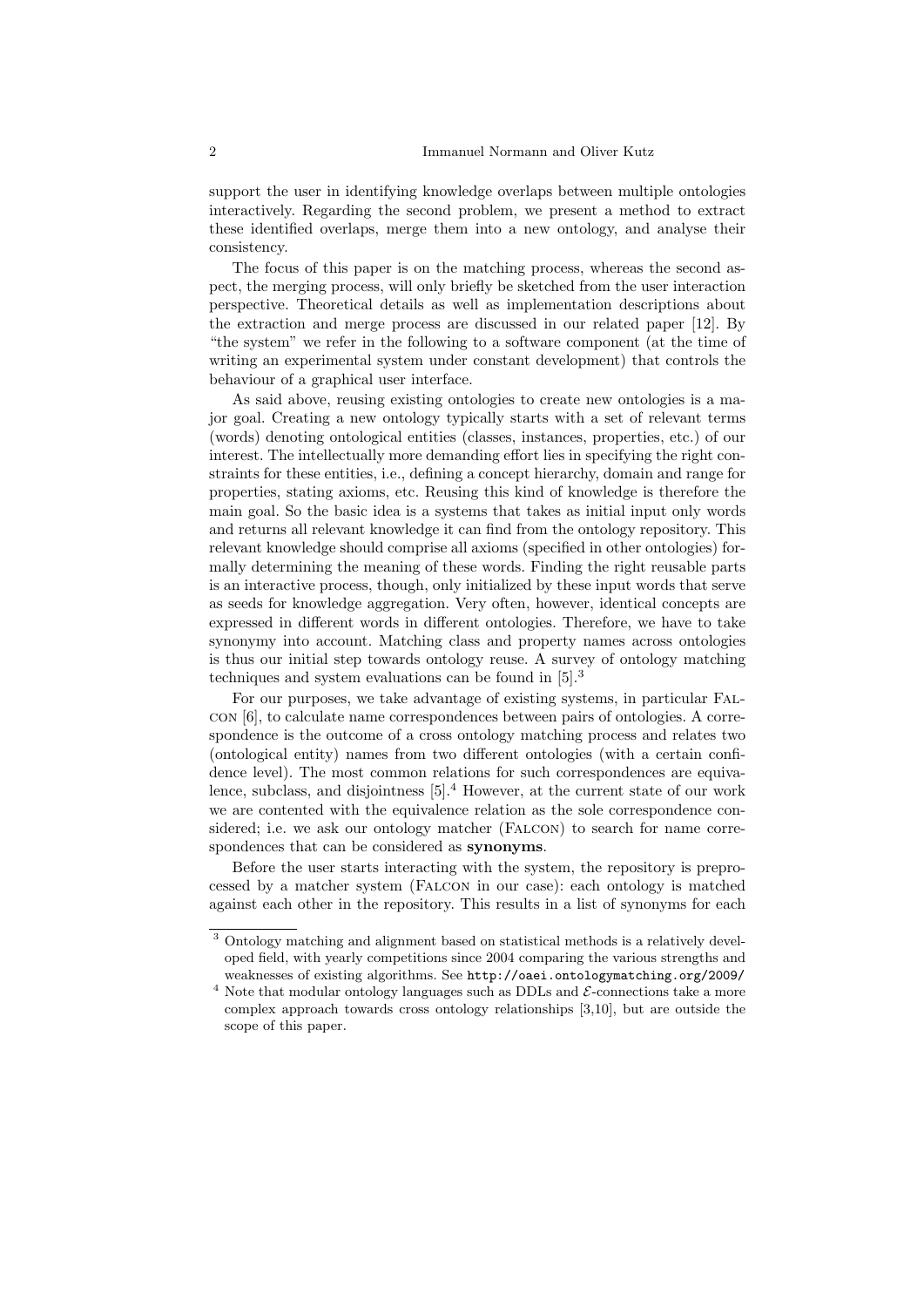support the user in identifying knowledge overlaps between multiple ontologies interactively. Regarding the second problem, we present a method to extract these identified overlaps, merge them into a new ontology, and analyse their consistency.

The focus of this paper is on the matching process, whereas the second aspect, the merging process, will only briefly be sketched from the user interaction perspective. Theoretical details as well as implementation descriptions about the extraction and merge process are discussed in our related paper [12]. By "the system" we refer in the following to a software component (at the time of writing an experimental system under constant development) that controls the behaviour of a graphical user interface.

As said above, reusing existing ontologies to create new ontologies is a major goal. Creating a new ontology typically starts with a set of relevant terms (words) denoting ontological entities (classes, instances, properties, etc.) of our interest. The intellectually more demanding effort lies in specifying the right constraints for these entities, i.e., defining a concept hierarchy, domain and range for properties, stating axioms, etc. Reusing this kind of knowledge is therefore the main goal. So the basic idea is a systems that takes as initial input only words and returns all relevant knowledge it can find from the ontology repository. This relevant knowledge should comprise all axioms (specified in other ontologies) formally determining the meaning of these words. Finding the right reusable parts is an interactive process, though, only initialized by these input words that serve as seeds for knowledge aggregation. Very often, however, identical concepts are expressed in different words in different ontologies. Therefore, we have to take synonymy into account. Matching class and property names across ontologies is thus our initial step towards ontology reuse. A survey of ontology matching techniques and system evaluations can be found in [5].[3]

For our purposes, we take advantage of existing systems, in particular Falcon [6], to calculate name correspondences between pairs of ontologies. A correspondence is the outcome of a cross ontology matching process and relates two (ontological entity) names from two different ontologies (with a certain confidence level). The most common relations for such correspondences are equivalence, subclass, and disjointness [5].[4] However, at the current state of our work we are contented with the equivalence relation as the sole correspondence considered; i.e. we ask our ontology matcher (Falcon) to search for name correspondences that can be considered as **synonyms**.

Before the user starts interacting with the system, the repository is preprocessed by a matcher system (Falcon in our case): each ontology is matched against each other in the repository. This results in a list of synonyms for each

[3] Ontology matching and alignment based on statistical methods is a relatively developed field, with yearly competitions since 2004 comparing the various strengths and weaknesses of existing algorithms. See `http://oaei.ontologymatching.org/2009/`

[4] Note that modular ontology languages such as DDLs and $\mathcal{E}$-connections take a more complex approach towards cross ontology relationships [3,10], but are outside the scope of this paper.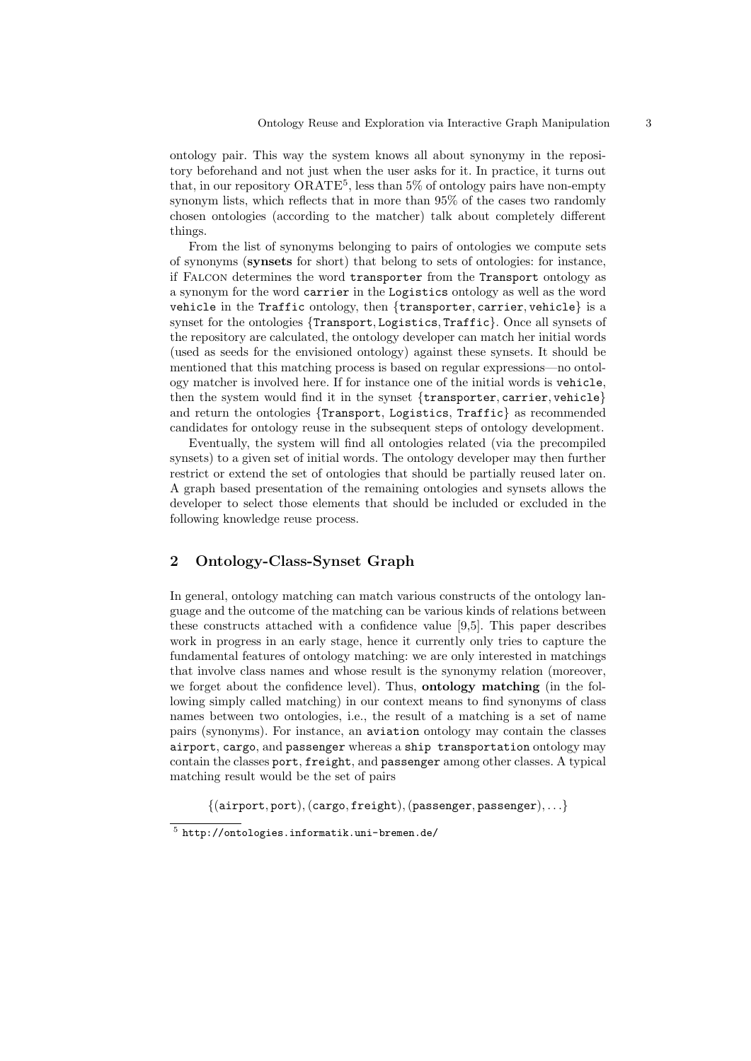ontology pair. This way the system knows all about synonymy in the repository beforehand and not just when the user asks for it. In practice, it turns out that, in our repository ORATE[5], less than 5% of ontology pairs have non-empty synonym lists, which reflects that in more than 95% of the cases two randomly chosen ontologies (according to the matcher) talk about completely different things.

From the list of synonyms belonging to pairs of ontologies we compute sets of synonyms (**synsets** for short) that belong to sets of ontologies: for instance, if Falcon determines the word `transporter` from the `Transport` ontology as a synonym for the word `carrier` in the `Logistics` ontology as well as the word `vehicle` in the `Traffic` ontology, then {`transporter`, `carrier`, `vehicle`} is a synset for the ontologies {`Transport`, `Logistics`, `Traffic`}. Once all synsets of the repository are calculated, the ontology developer can match her initial words (used as seeds for the envisioned ontology) against these synsets. It should be mentioned that this matching process is based on regular expressions—no ontology matcher is involved here. If for instance one of the initial words is `vehicle`, then the system would find it in the synset {`transporter`, `carrier`, `vehicle`} and return the ontologies {`Transport`, `Logistics`, `Traffic`} as recommended candidates for ontology reuse in the subsequent steps of ontology development.

Eventually, the system will find all ontologies related (via the precompiled synsets) to a given set of initial words. The ontology developer may then further restrict or extend the set of ontologies that should be partially reused later on. A graph based presentation of the remaining ontologies and synsets allows the developer to select those elements that should be included or excluded in the following knowledge reuse process.

## 2 Ontology-Class-Synset Graph

In general, ontology matching can match various constructs of the ontology language and the outcome of the matching can be various kinds of relations between these constructs attached with a confidence value [9,5]. This paper describes work in progress in an early stage, hence it currently only tries to capture the fundamental features of ontology matching: we are only interested in matchings that involve class names and whose result is the synonymy relation (moreover, we forget about the confidence level). Thus, **ontology matching** (in the following simply called matching) in our context means to find synonyms of class names between two ontologies, i.e., the result of a matching is a set of name pairs (synonyms). For instance, an `aviation` ontology may contain the classes `airport`, `cargo`, and `passenger` whereas a `ship transportation` ontology may contain the classes `port`, `freight`, and `passenger` among other classes. A typical matching result would be the set of pairs

$$\{(\texttt{airport}, \texttt{port}), (\texttt{cargo}, \texttt{freight}), (\texttt{passenger}, \texttt{passenger}), \ldots\}$$

[5] http://ontologies.informatik.uni-bremen.de/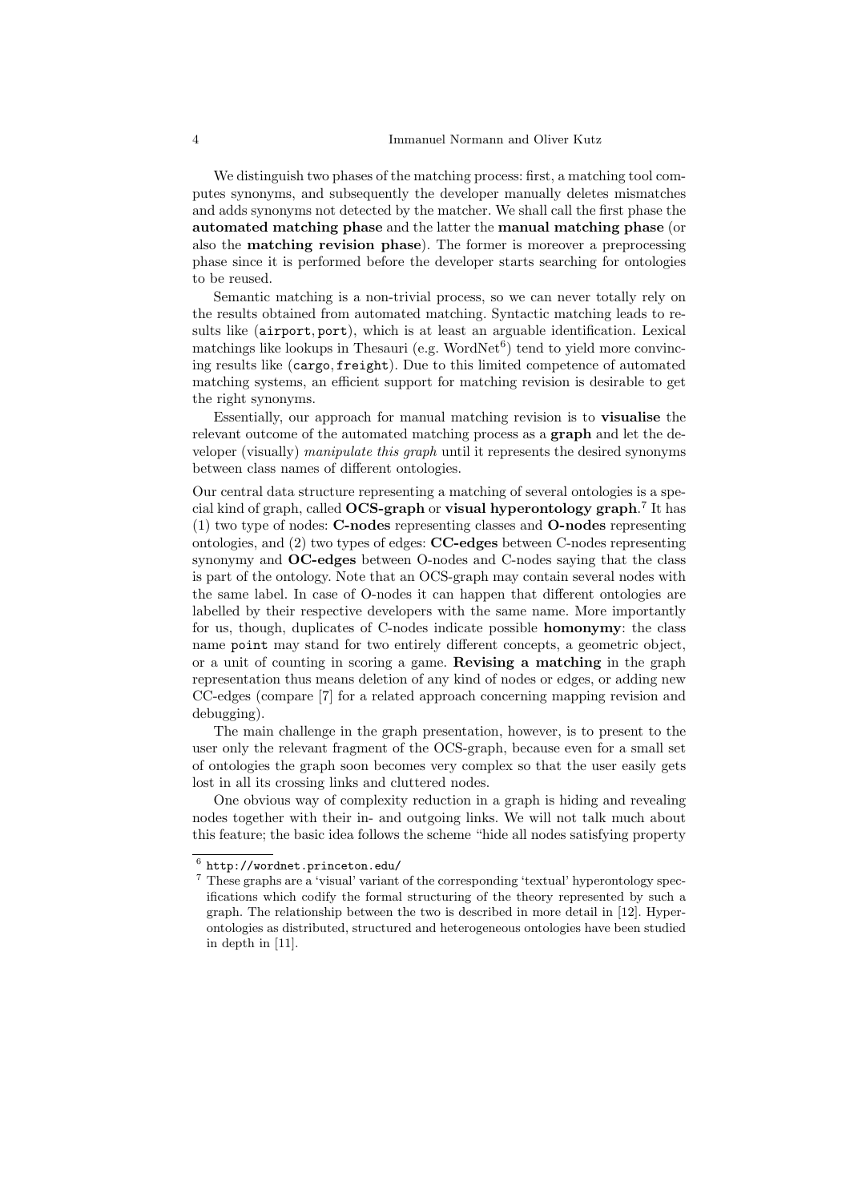We distinguish two phases of the matching process: first, a matching tool computes synonyms, and subsequently the developer manually deletes mismatches and adds synonyms not detected by the matcher. We shall call the first phase the **automated matching phase** and the latter the **manual matching phase** (or also the **matching revision phase**). The former is moreover a preprocessing phase since it is performed before the developer starts searching for ontologies to be reused.

Semantic matching is a non-trivial process, so we can never totally rely on the results obtained from automated matching. Syntactic matching leads to results like (`airport`, `port`), which is at least an arguable identification. Lexical matchings like lookups in Thesauri (e.g. WordNet[6]) tend to yield more convincing results like (`cargo`, `freight`). Due to this limited competence of automated matching systems, an efficient support for matching revision is desirable to get the right synonyms.

Essentially, our approach for manual matching revision is to **visualise** the relevant outcome of the automated matching process as a **graph** and let the developer (visually) *manipulate this graph* until it represents the desired synonyms between class names of different ontologies.

Our central data structure representing a matching of several ontologies is a special kind of graph, called **OCS-graph** or **visual hyperontology graph**.[7] It has (1) two type of nodes: **C-nodes** representing classes and **O-nodes** representing ontologies, and (2) two types of edges: **CC-edges** between C-nodes representing synonymy and **OC-edges** between O-nodes and C-nodes saying that the class is part of the ontology. Note that an OCS-graph may contain several nodes with the same label. In case of O-nodes it can happen that different ontologies are labelled by their respective developers with the same name. More importantly for us, though, duplicates of C-nodes indicate possible **homonymy**: the class name `point` may stand for two entirely different concepts, a geometric object, or a unit of counting in scoring a game. **Revising a matching** in the graph representation thus means deletion of any kind of nodes or edges, or adding new CC-edges (compare [7] for a related approach concerning mapping revision and debugging).

The main challenge in the graph presentation, however, is to present to the user only the relevant fragment of the OCS-graph, because even for a small set of ontologies the graph soon becomes very complex so that the user easily gets lost in all its crossing links and cluttered nodes.

One obvious way of complexity reduction in a graph is hiding and revealing nodes together with their in- and outgoing links. We will not talk much about this feature; the basic idea follows the scheme "hide all nodes satisfying property

---

[6] `http://wordnet.princeton.edu/`

[7] These graphs are a 'visual' variant of the corresponding 'textual' hyperontology specifications which codify the formal structuring of the theory represented by such a graph. The relationship between the two is described in more detail in [12]. Hyperontologies as distributed, structured and heterogeneous ontologies have been studied in depth in [11].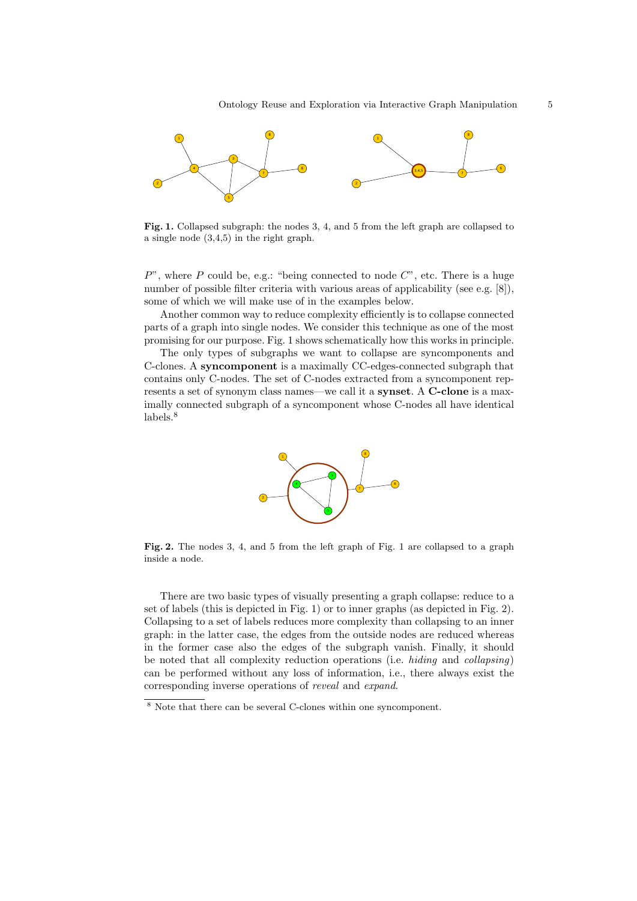**Fig. 1.** Collapsed subgraph: the nodes 3, 4, and 5 from the left graph are collapsed to a single node (3,4,5) in the right graph.

$P$", where $P$ could be, e.g.: "being connected to node $C$", etc. There is a huge number of possible filter criteria with various areas of applicability (see e.g. [8]), some of which we will make use of in the examples below.

Another common way to reduce complexity efficiently is to collapse connected parts of a graph into single nodes. We consider this technique as one of the most promising for our purpose. Fig. 1 shows schematically how this works in principle.

The only types of subgraphs we want to collapse are syncomponents and C-clones. A **syncomponent** is a maximally CC-edges-connected subgraph that contains only C-nodes. The set of C-nodes extracted from a syncomponent represents a set of synonym class names—we call it a **synset**. A **C-clone** is a maximally connected subgraph of a syncomponent whose C-nodes all have identical labels.[8]

**Fig. 2.** The nodes 3, 4, and 5 from the left graph of Fig. 1 are collapsed to a graph inside a node.

There are two basic types of visually presenting a graph collapse: reduce to a set of labels (this is depicted in Fig. 1) or to inner graphs (as depicted in Fig. 2). Collapsing to a set of labels reduces more complexity than collapsing to an inner graph: in the latter case, the edges from the outside nodes are reduced whereas in the former case also the edges of the subgraph vanish. Finally, it should be noted that all complexity reduction operations (i.e. *hiding* and *collapsing*) can be performed without any loss of information, i.e., there always exist the corresponding inverse operations of *reveal* and *expand*.

[8] Note that there can be several C-clones within one syncomponent.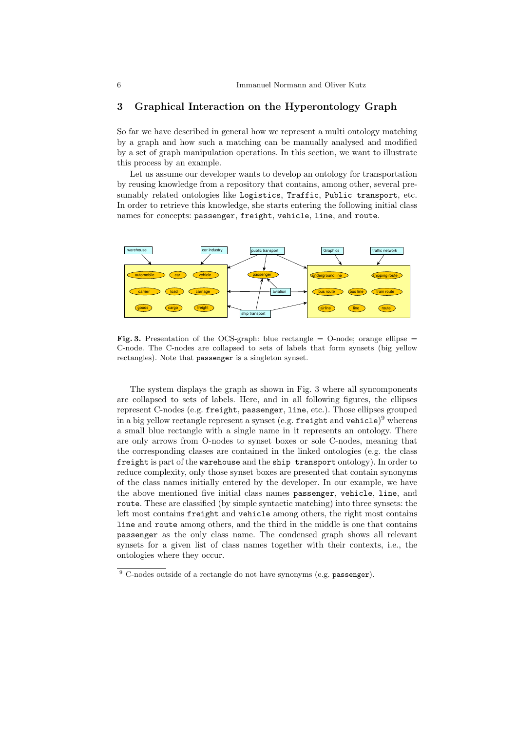## 3 Graphical Interaction on the Hyperontology Graph

So far we have described in general how we represent a multi ontology matching by a graph and how such a matching can be manually analysed and modified by a set of graph manipulation operations. In this section, we want to illustrate this process by an example.

Let us assume our developer wants to develop an ontology for transportation by reusing knowledge from a repository that contains, among other, several presumably related ontologies like `Logistics`, `Traffic`, `Public transport`, etc. In order to retrieve this knowledge, she starts entering the following initial class names for concepts: `passenger`, `freight`, `vehicle`, `line`, and `route`.

**Fig. 3.** Presentation of the OCS-graph: blue rectangle = O-node; orange ellipse = C-node. The C-nodes are collapsed to sets of labels that form synsets (big yellow rectangles). Note that `passenger` is a singleton synset.

The system displays the graph as shown in Fig. 3 where all syncomponents are collapsed to sets of labels. Here, and in all following figures, the ellipses represent C-nodes (e.g. `freight`, `passenger`, `line`, etc.). Those ellipses grouped in a big yellow rectangle represent a synset (e.g. `freight` and `vehicle`)[9] whereas a small blue rectangle with a single name in it represents an ontology. There are only arrows from O-nodes to synset boxes or sole C-nodes, meaning that the corresponding classes are contained in the linked ontologies (e.g. the class `freight` is part of the `warehouse` and the `ship transport` ontology). In order to reduce complexity, only those synset boxes are presented that contain synonyms of the class names initially entered by the developer. In our example, we have the above mentioned five initial class names `passenger`, `vehicle`, `line`, and `route`. These are classified (by simple syntactic matching) into three synsets: the left most contains `freight` and `vehicle` among others, the right most contains `line` and `route` among others, and the third in the middle is one that contains `passenger` as the only class name. The condensed graph shows all relevant synsets for a given list of class names together with their contexts, i.e., the ontologies where they occur.

[9] C-nodes outside of a rectangle do not have synonyms (e.g. `passenger`).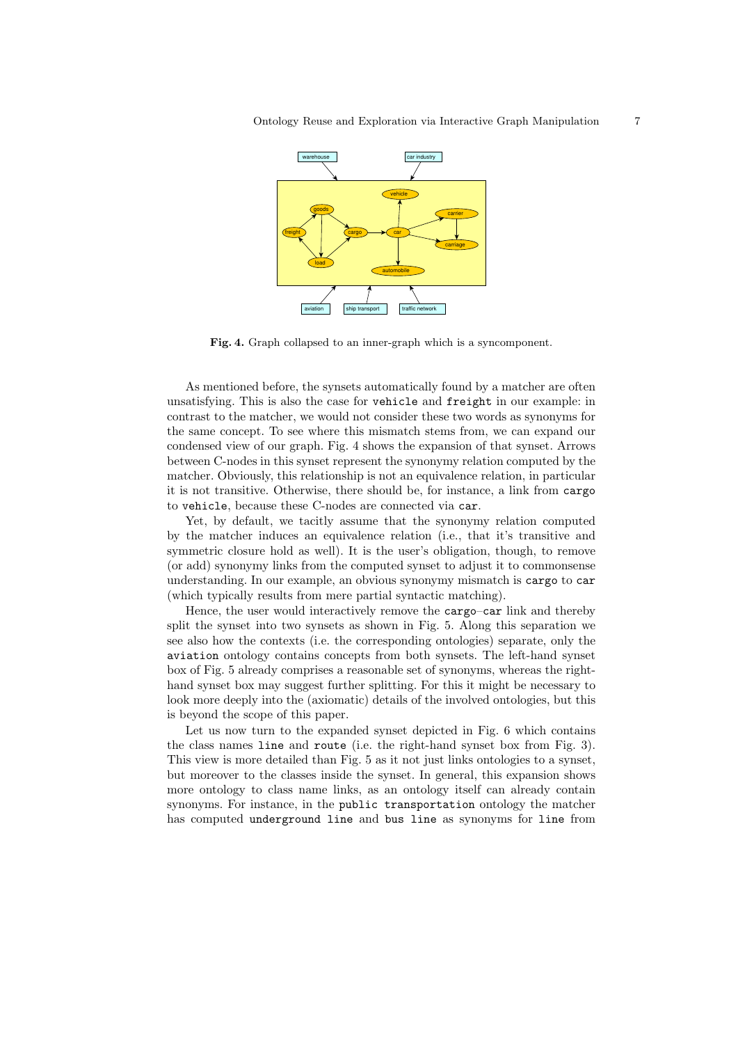**Fig. 4.** Graph collapsed to an inner-graph which is a syncomponent.

As mentioned before, the synsets automatically found by a matcher are often unsatisfying. This is also the case for `vehicle` and `freight` in our example: in contrast to the matcher, we would not consider these two words as synonyms for the same concept. To see where this mismatch stems from, we can expand our condensed view of our graph. Fig. 4 shows the expansion of that synset. Arrows between C-nodes in this synset represent the synonymy relation computed by the matcher. Obviously, this relationship is not an equivalence relation, in particular it is not transitive. Otherwise, there should be, for instance, a link from `cargo` to `vehicle`, because these C-nodes are connected via `car`.

Yet, by default, we tacitly assume that the synonymy relation computed by the matcher induces an equivalence relation (i.e., that it's transitive and symmetric closure hold as well). It is the user's obligation, though, to remove (or add) synonymy links from the computed synset to adjust it to commonsense understanding. In our example, an obvious synonymy mismatch is `cargo` to `car` (which typically results from mere partial syntactic matching).

Hence, the user would interactively remove the `cargo`–`car` link and thereby split the synset into two synsets as shown in Fig. 5. Along this separation we see also how the contexts (i.e. the corresponding ontologies) separate, only the `aviation` ontology contains concepts from both synsets. The left-hand synset box of Fig. 5 already comprises a reasonable set of synonyms, whereas the right-hand synset box may suggest further splitting. For this it might be necessary to look more deeply into the (axiomatic) details of the involved ontologies, but this is beyond the scope of this paper.

Let us now turn to the expanded synset depicted in Fig. 6 which contains the class names `line` and `route` (i.e. the right-hand synset box from Fig. 3). This view is more detailed than Fig. 5 as it not just links ontologies to a synset, but moreover to the classes inside the synset. In general, this expansion shows more ontology to class name links, as an ontology itself can already contain synonyms. For instance, in the `public transportation` ontology the matcher has computed `underground line` and `bus line` as synonyms for `line` from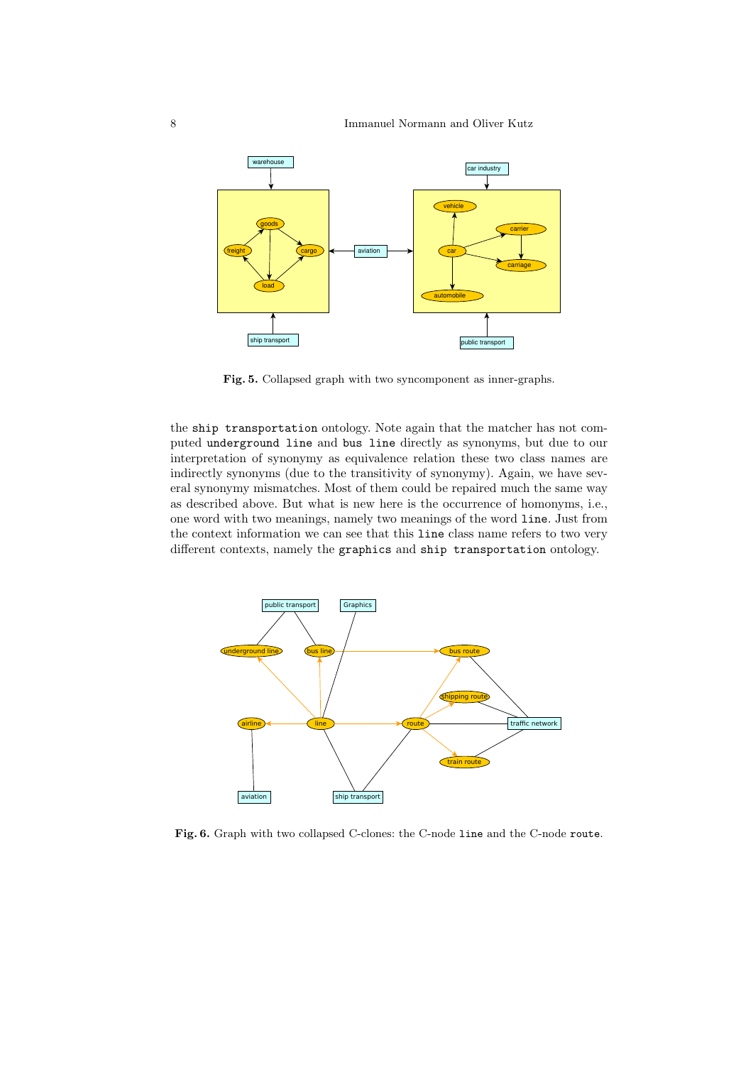Fig. 5. Collapsed graph with two syncomponent as inner-graphs.

the `ship transportation` ontology. Note again that the matcher has not computed `underground line` and `bus line` directly as synonyms, but due to our interpretation of synonymy as equivalence relation these two class names are indirectly synonyms (due to the transitivity of synonymy). Again, we have several synonymy mismatches. Most of them could be repaired much the same way as described above. But what is new here is the occurrence of homonyms, i.e., one word with two meanings, namely two meanings of the word `line`. Just from the context information we can see that this `line` class name refers to two very different contexts, namely the `graphics` and `ship transportation` ontology.

Fig. 6. Graph with two collapsed C-clones: the C-node `line` and the C-node `route`.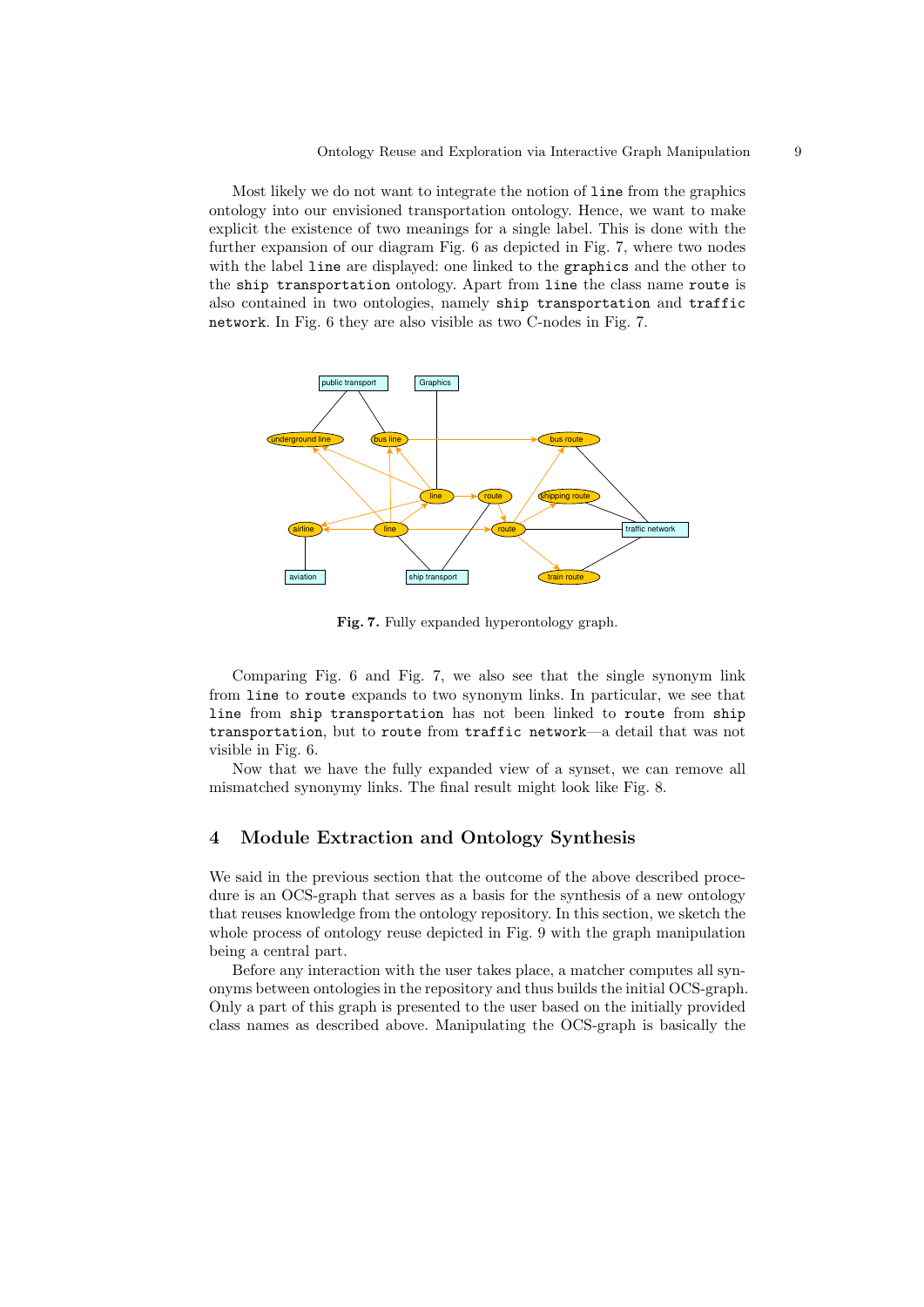Most likely we do not want to integrate the notion of `line` from the graphics ontology into our envisioned transportation ontology. Hence, we want to make explicit the existence of two meanings for a single label. This is done with the further expansion of our diagram Fig. 6 as depicted in Fig. 7, where two nodes with the label `line` are displayed: one linked to the `graphics` and the other to the `ship transportation` ontology. Apart from `line` the class name `route` is also contained in two ontologies, namely `ship transportation` and `traffic network`. In Fig. 6 they are also visible as two C-nodes in Fig. 7.

**Fig. 7.** Fully expanded hyperontology graph.

Comparing Fig. 6 and Fig. 7, we also see that the single synonym link from `line` to `route` expands to two synonym links. In particular, we see that `line` from `ship transportation` has not been linked to `route` from `ship transportation`, but to `route` from `traffic network`—a detail that was not visible in Fig. 6.

Now that we have the fully expanded view of a synset, we can remove all mismatched synonymy links. The final result might look like Fig. 8.

## 4 Module Extraction and Ontology Synthesis

We said in the previous section that the outcome of the above described procedure is an OCS-graph that serves as a basis for the synthesis of a new ontology that reuses knowledge from the ontology repository. In this section, we sketch the whole process of ontology reuse depicted in Fig. 9 with the graph manipulation being a central part.

Before any interaction with the user takes place, a matcher computes all synonyms between ontologies in the repository and thus builds the initial OCS-graph. Only a part of this graph is presented to the user based on the initially provided class names as described above. Manipulating the OCS-graph is basically the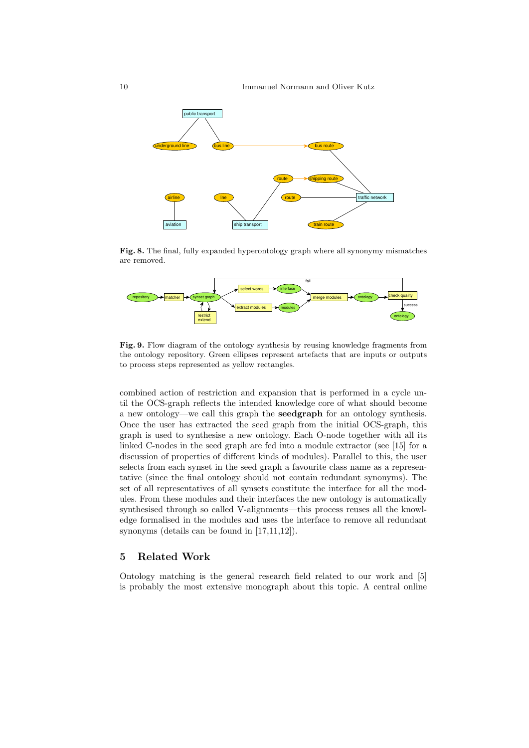**Fig. 8.** The final, fully expanded hyperontology graph where all synonymy mismatches are removed.

**Fig. 9.** Flow diagram of the ontology synthesis by reusing knowledge fragments from the ontology repository. Green ellipses represent artefacts that are inputs or outputs to process steps represented as yellow rectangles.

combined action of restriction and expansion that is performed in a cycle until the OCS-graph reflects the intended knowledge core of what should become a new ontology—we call this graph the **seedgraph** for an ontology synthesis. Once the user has extracted the seed graph from the initial OCS-graph, this graph is used to synthesise a new ontology. Each O-node together with all its linked C-nodes in the seed graph are fed into a module extractor (see [15] for a discussion of properties of different kinds of modules). Parallel to this, the user selects from each synset in the seed graph a favourite class name as a representative (since the final ontology should not contain redundant synonyms). The set of all representatives of all synsets constitute the interface for all the modules. From these modules and their interfaces the new ontology is automatically synthesised through so called V-alignments—this process reuses all the knowledge formalised in the modules and uses the interface to remove all redundant synonyms (details can be found in [17,11,12]).

## 5 Related Work

Ontology matching is the general research field related to our work and [5] is probably the most extensive monograph about this topic. A central online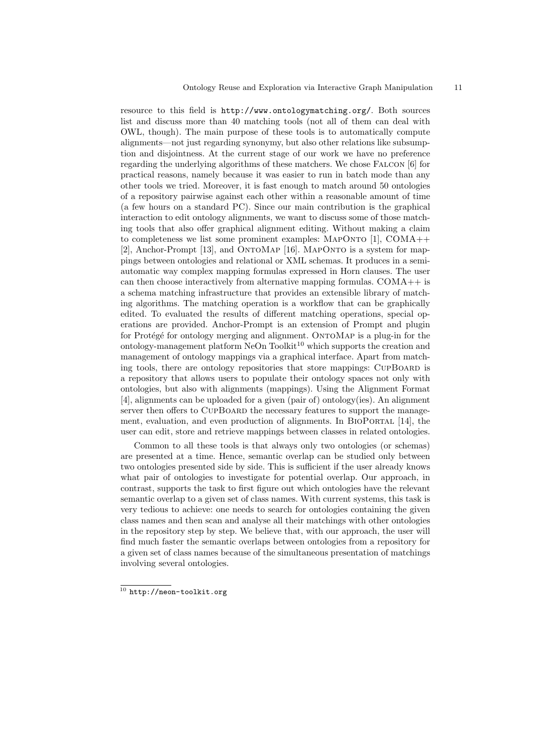resource to this field is http://www.ontologymatching.org/. Both sources list and discuss more than 40 matching tools (not all of them can deal with OWL, though). The main purpose of these tools is to automatically compute alignments—not just regarding synonymy, but also other relations like subsumption and disjointness. At the current stage of our work we have no preference regarding the underlying algorithms of these matchers. We chose Falcon [6] for practical reasons, namely because it was easier to run in batch mode than any other tools we tried. Moreover, it is fast enough to match around 50 ontologies of a repository pairwise against each other within a reasonable amount of time (a few hours on a standard PC). Since our main contribution is the graphical interaction to edit ontology alignments, we want to discuss some of those matching tools that also offer graphical alignment editing. Without making a claim to completeness we list some prominent examples: MapOnto [1], COMA++ [2], Anchor-Prompt [13], and OntoMap [16]. MapOnto is a system for mappings between ontologies and relational or XML schemas. It produces in a semi-automatic way complex mapping formulas expressed in Horn clauses. The user can then choose interactively from alternative mapping formulas. COMA++ is a schema matching infrastructure that provides an extensible library of matching algorithms. The matching operation is a workflow that can be graphically edited. To evaluated the results of different matching operations, special operations are provided. Anchor-Prompt is an extension of Prompt and plugin for Protégé for ontology merging and alignment. OntoMap is a plug-in for the ontology-management platform NeOn Toolkit[10] which supports the creation and management of ontology mappings via a graphical interface. Apart from matching tools, there are ontology repositories that store mappings: CupBoard is a repository that allows users to populate their ontology spaces not only with ontologies, but also with alignments (mappings). Using the Alignment Format [4], alignments can be uploaded for a given (pair of) ontology(ies). An alignment server then offers to CupBoard the necessary features to support the management, evaluation, and even production of alignments. In BioPortal [14], the user can edit, store and retrieve mappings between classes in related ontologies.

Common to all these tools is that always only two ontologies (or schemas) are presented at a time. Hence, semantic overlap can be studied only between two ontologies presented side by side. This is sufficient if the user already knows what pair of ontologies to investigate for potential overlap. Our approach, in contrast, supports the task to first figure out which ontologies have the relevant semantic overlap to a given set of class names. With current systems, this task is very tedious to achieve: one needs to search for ontologies containing the given class names and then scan and analyse all their matchings with other ontologies in the repository step by step. We believe that, with our approach, the user will find much faster the semantic overlaps between ontologies from a repository for a given set of class names because of the simultaneous presentation of matchings involving several ontologies.

[10] http://neon-toolkit.org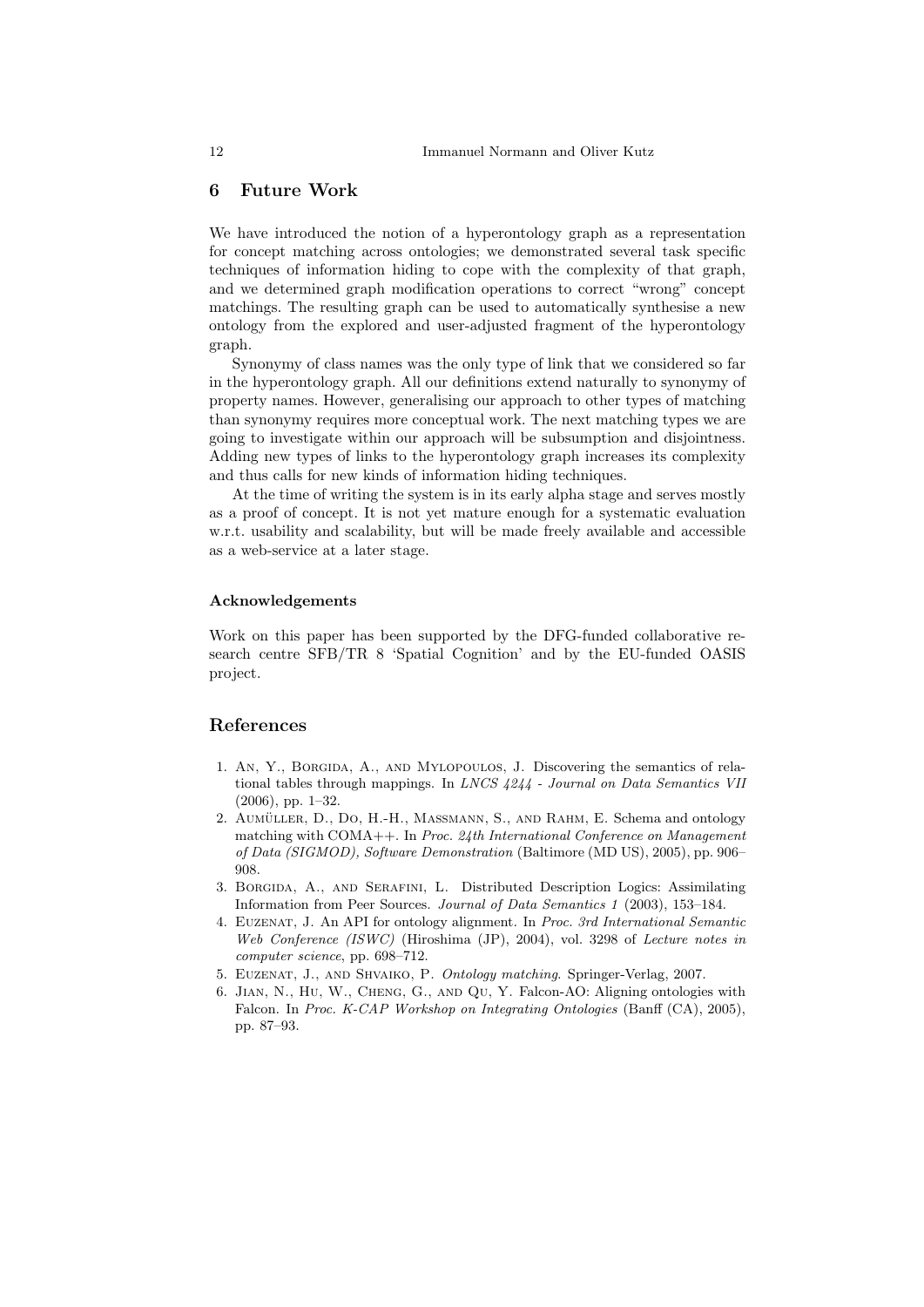## 6 Future Work

We have introduced the notion of a hyperontology graph as a representation for concept matching across ontologies; we demonstrated several task specific techniques of information hiding to cope with the complexity of that graph, and we determined graph modification operations to correct "wrong" concept matchings. The resulting graph can be used to automatically synthesise a new ontology from the explored and user-adjusted fragment of the hyperontology graph.

Synonymy of class names was the only type of link that we considered so far in the hyperontology graph. All our definitions extend naturally to synonymy of property names. However, generalising our approach to other types of matching than synonymy requires more conceptual work. The next matching types we are going to investigate within our approach will be subsumption and disjointness. Adding new types of links to the hyperontology graph increases its complexity and thus calls for new kinds of information hiding techniques.

At the time of writing the system is in its early alpha stage and serves mostly as a proof of concept. It is not yet mature enough for a systematic evaluation w.r.t. usability and scalability, but will be made freely available and accessible as a web-service at a later stage.

#### Acknowledgements

Work on this paper has been supported by the DFG-funded collaborative research centre SFB/TR 8 'Spatial Cognition' and by the EU-funded OASIS project.

## References

1. An, Y., Borgida, A., and Mylopoulos, J. Discovering the semantics of relational tables through mappings. In *LNCS 4244 - Journal on Data Semantics VII* (2006), pp. 1–32.
2. Aumüller, D., Do, H.-H., Massmann, S., and Rahm, E. Schema and ontology matching with COMA++. In *Proc. 24th International Conference on Management of Data (SIGMOD), Software Demonstration* (Baltimore (MD US), 2005), pp. 906–908.
3. Borgida, A., and Serafini, L. Distributed Description Logics: Assimilating Information from Peer Sources. *Journal of Data Semantics 1* (2003), 153–184.
4. Euzenat, J. An API for ontology alignment. In *Proc. 3rd International Semantic Web Conference (ISWC)* (Hiroshima (JP), 2004), vol. 3298 of *Lecture notes in computer science*, pp. 698–712.
5. Euzenat, J., and Shvaiko, P. *Ontology matching*. Springer-Verlag, 2007.
6. Jian, N., Hu, W., Cheng, G., and Qu, Y. Falcon-AO: Aligning ontologies with Falcon. In *Proc. K-CAP Workshop on Integrating Ontologies* (Banff (CA), 2005), pp. 87–93.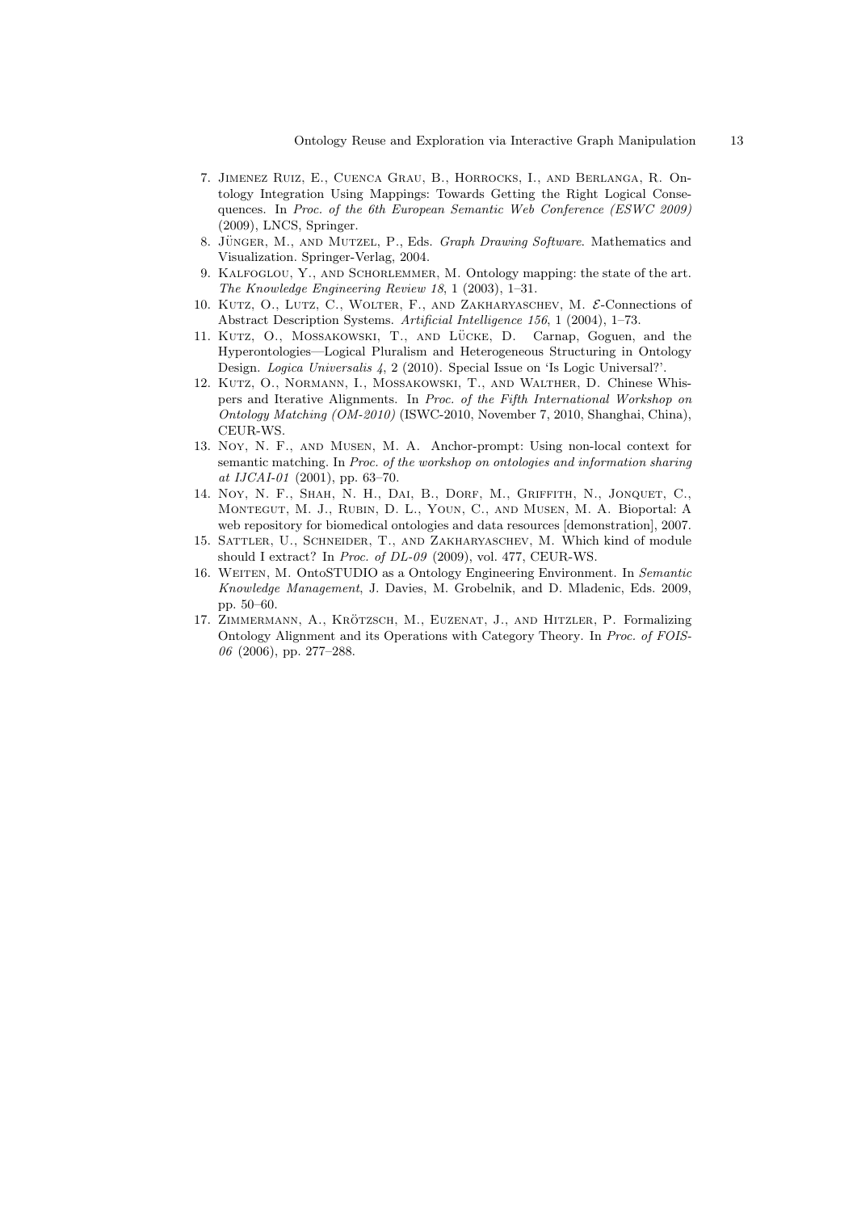7. Jimenez Ruiz, E., Cuenca Grau, B., Horrocks, I., and Berlanga, R. Ontology Integration Using Mappings: Towards Getting the Right Logical Consequences. In *Proc. of the 6th European Semantic Web Conference (ESWC 2009)* (2009), LNCS, Springer.
8. Jünger, M., and Mutzel, P., Eds. *Graph Drawing Software*. Mathematics and Visualization. Springer-Verlag, 2004.
9. Kalfoglou, Y., and Schorlemmer, M. Ontology mapping: the state of the art. *The Knowledge Engineering Review 18*, 1 (2003), 1–31.
10. Kutz, O., Lutz, C., Wolter, F., and Zakharyaschev, M. $\mathcal{E}$-Connections of Abstract Description Systems. *Artificial Intelligence 156*, 1 (2004), 1–73.
11. Kutz, O., Mossakowski, T., and Lücke, D. Carnap, Goguen, and the Hyperontologies—Logical Pluralism and Heterogeneous Structuring in Ontology Design. *Logica Universalis 4*, 2 (2010). Special Issue on 'Is Logic Universal?'.
12. Kutz, O., Normann, I., Mossakowski, T., and Walther, D. Chinese Whispers and Iterative Alignments. In *Proc. of the Fifth International Workshop on Ontology Matching (OM-2010)* (ISWC-2010, November 7, 2010, Shanghai, China), CEUR-WS.
13. Noy, N. F., and Musen, M. A. Anchor-prompt: Using non-local context for semantic matching. In *Proc. of the workshop on ontologies and information sharing at IJCAI-01* (2001), pp. 63–70.
14. Noy, N. F., Shah, N. H., Dai, B., Dorf, M., Griffith, N., Jonquet, C., Montegut, M. J., Rubin, D. L., Youn, C., and Musen, M. A. Bioportal: A web repository for biomedical ontologies and data resources [demonstration], 2007.
15. Sattler, U., Schneider, T., and Zakharyaschev, M. Which kind of module should I extract? In *Proc. of DL-09* (2009), vol. 477, CEUR-WS.
16. Weiten, M. OntoSTUDIO as a Ontology Engineering Environment. In *Semantic Knowledge Management*, J. Davies, M. Grobelnik, and D. Mladenic, Eds. 2009, pp. 50–60.
17. Zimmermann, A., Krötzsch, M., Euzenat, J., and Hitzler, P. Formalizing Ontology Alignment and its Operations with Category Theory. In *Proc. of FOIS-06* (2006), pp. 277–288.